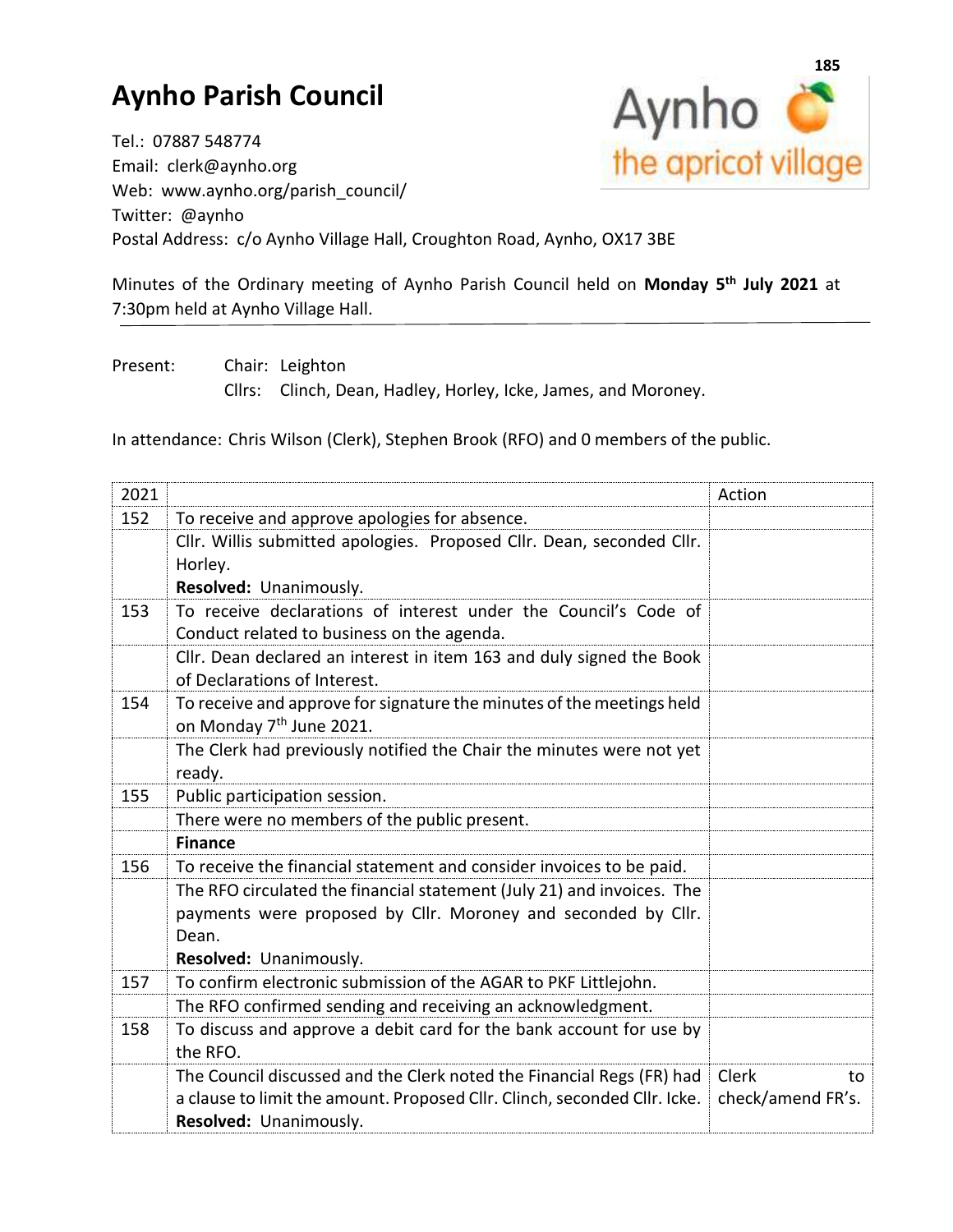# Aynho Parish Council

Tel.: 07887 548774
Email: clerk@aynho.org
Web: www.aynho.org/parish_council/
Twitter: @aynho
Postal Address: c/o Aynho Village Hall, Croughton Road, Aynho, OX17 3BE

Aynho the apricot village

Minutes of the Ordinary meeting of Aynho Parish Council held on **Monday 5th July 2021** at 7:30pm held at Aynho Village Hall.

Present: Chair: Leighton
Cllrs: Clinch, Dean, Hadley, Horley, Icke, James, and Moroney.

In attendance: Chris Wilson (Clerk), Stephen Brook (RFO) and 0 members of the public.

| 2021 | | Action |
|---|---|---|
| 152 | To receive and approve apologies for absence. | |
| | Cllr. Willis submitted apologies. Proposed Cllr. Dean, seconded Cllr. Horley. **Resolved:** Unanimously. | |
| 153 | To receive declarations of interest under the Council's Code of Conduct related to business on the agenda. | |
| | Cllr. Dean declared an interest in item 163 and duly signed the Book of Declarations of Interest. | |
| 154 | To receive and approve for signature the minutes of the meetings held on Monday 7th June 2021. | |
| | The Clerk had previously notified the Chair the minutes were not yet ready. | |
| 155 | Public participation session. | |
| | There were no members of the public present. | |
| | **Finance** | |
| 156 | To receive the financial statement and consider invoices to be paid. | |
| | The RFO circulated the financial statement (July 21) and invoices. The payments were proposed by Cllr. Moroney and seconded by Cllr. Dean. **Resolved:** Unanimously. | |
| 157 | To confirm electronic submission of the AGAR to PKF Littlejohn. | |
| | The RFO confirmed sending and receiving an acknowledgment. | |
| 158 | To discuss and approve a debit card for the bank account for use by the RFO. | |
| | The Council discussed and the Clerk noted the Financial Regs (FR) had a clause to limit the amount. Proposed Cllr. Clinch, seconded Cllr. Icke. **Resolved:** Unanimously. | Clerk to check/amend FR's. |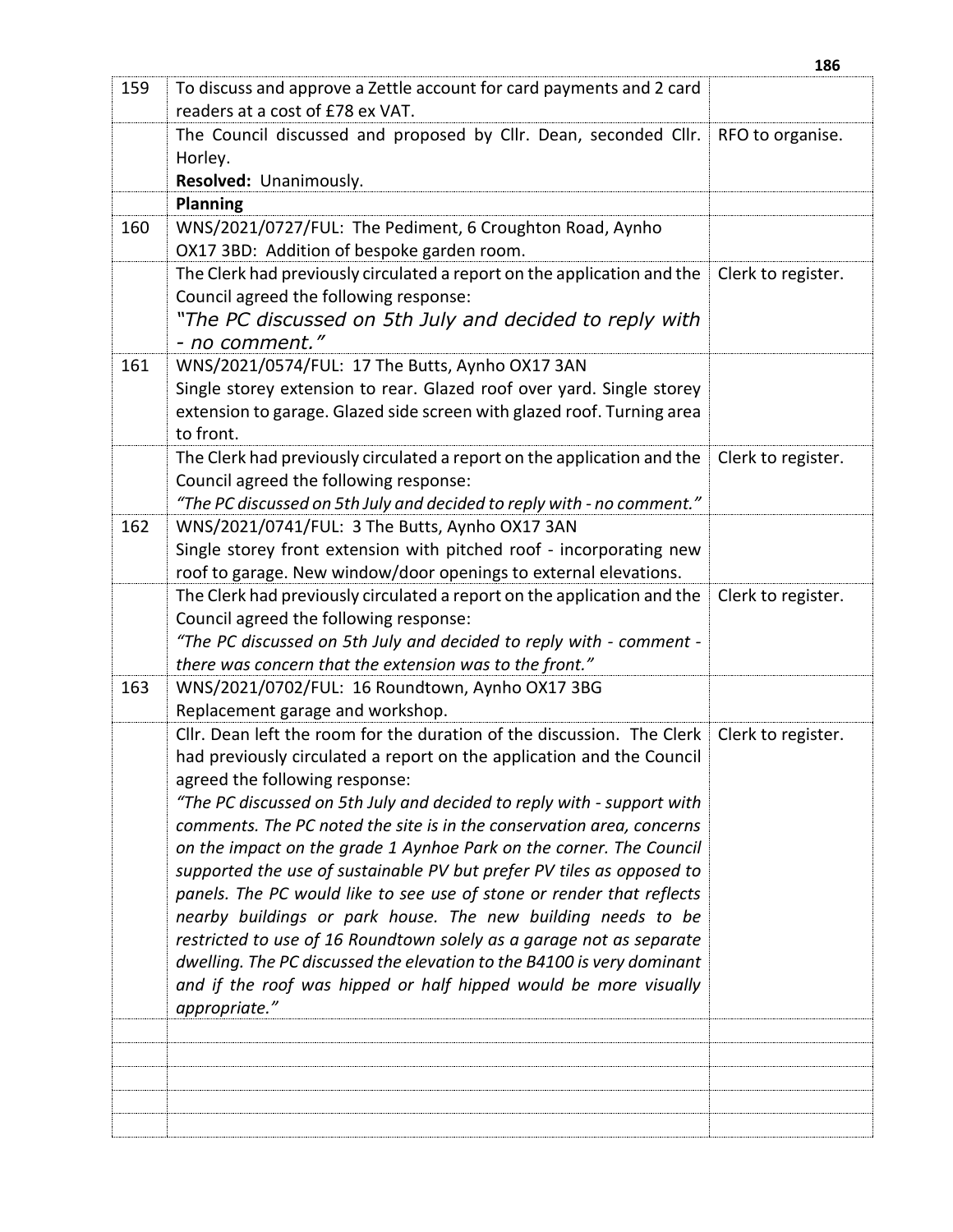| | | |
|---|---|---|
| 159 | To discuss and approve a Zettle account for card payments and 2 card readers at a cost of £78 ex VAT. | |
| | The Council discussed and proposed by Cllr. Dean, seconded Cllr. Horley.<br>**Resolved:** Unanimously. | RFO to organise. |
| | **Planning** | |
| 160 | WNS/2021/0727/FUL: The Pediment, 6 Croughton Road, Aynho OX17 3BD: Addition of bespoke garden room. | |
| | The Clerk had previously circulated a report on the application and the Council agreed the following response:<br>*"The PC discussed on 5th July and decided to reply with - no comment."* | Clerk to register. |
| 161 | WNS/2021/0574/FUL: 17 The Butts, Aynho OX17 3AN<br>Single storey extension to rear. Glazed roof over yard. Single storey extension to garage. Glazed side screen with glazed roof. Turning area to front. | |
| | The Clerk had previously circulated a report on the application and the Council agreed the following response:<br>*"The PC discussed on 5th July and decided to reply with - no comment."* | Clerk to register. |
| 162 | WNS/2021/0741/FUL: 3 The Butts, Aynho OX17 3AN<br>Single storey front extension with pitched roof - incorporating new roof to garage. New window/door openings to external elevations. | |
| | The Clerk had previously circulated a report on the application and the Council agreed the following response:<br>*"The PC discussed on 5th July and decided to reply with - comment - there was concern that the extension was to the front."* | Clerk to register. |
| 163 | WNS/2021/0702/FUL: 16 Roundtown, Aynho OX17 3BG<br>Replacement garage and workshop. | |
| | Cllr. Dean left the room for the duration of the discussion. The Clerk had previously circulated a report on the application and the Council agreed the following response:<br>*"The PC discussed on 5th July and decided to reply with - support with comments. The PC noted the site is in the conservation area, concerns on the impact on the grade 1 Aynhoe Park on the corner. The Council supported the use of sustainable PV but prefer PV tiles as opposed to panels. The PC would like to see use of stone or render that reflects nearby buildings or park house. The new building needs to be restricted to use of 16 Roundtown solely as a garage not as separate dwelling. The PC discussed the elevation to the B4100 is very dominant and if the roof was hipped or half hipped would be more visually appropriate."* | Clerk to register. |
| | | |
| | | |
| | | |
| | | |
| | | |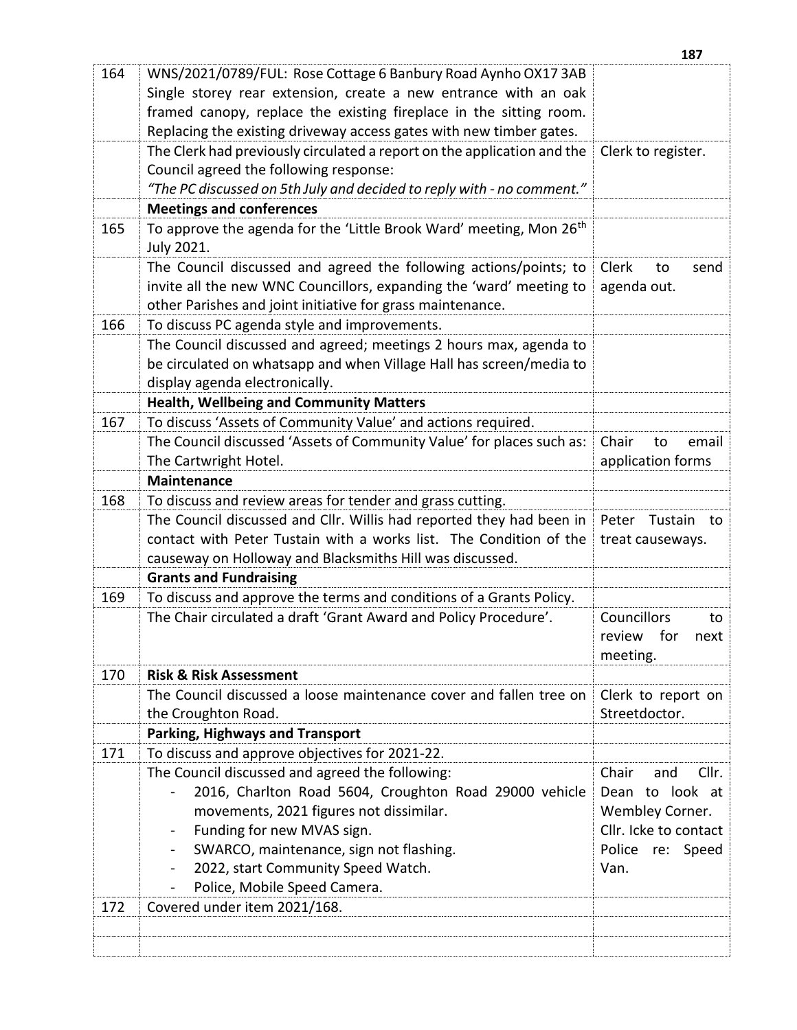| | | |
|---|---|---|
| 164 | WNS/2021/0789/FUL: Rose Cottage 6 Banbury Road Aynho OX17 3AB Single storey rear extension, create a new entrance with an oak framed canopy, replace the existing fireplace in the sitting room. Replacing the existing driveway access gates with new timber gates. | |
| | The Clerk had previously circulated a report on the application and the Council agreed the following response: *"The PC discussed on 5th July and decided to reply with - no comment."* | Clerk to register. |
| | **Meetings and conferences** | |
| 165 | To approve the agenda for the 'Little Brook Ward' meeting, Mon 26th July 2021. | |
| | The Council discussed and agreed the following actions/points; to invite all the new WNC Councillors, expanding the 'ward' meeting to other Parishes and joint initiative for grass maintenance. | Clerk to send agenda out. |
| 166 | To discuss PC agenda style and improvements. | |
| | The Council discussed and agreed; meetings 2 hours max, agenda to be circulated on whatsapp and when Village Hall has screen/media to display agenda electronically. | |
| | **Health, Wellbeing and Community Matters** | |
| 167 | To discuss 'Assets of Community Value' and actions required. | |
| | The Council discussed 'Assets of Community Value' for places such as: The Cartwright Hotel. | Chair to email application forms |
| | **Maintenance** | |
| 168 | To discuss and review areas for tender and grass cutting. | |
| | The Council discussed and Cllr. Willis had reported they had been in contact with Peter Tustain with a works list. The Condition of the causeway on Holloway and Blacksmiths Hill was discussed. | Peter Tustain to treat causeways. |
| | **Grants and Fundraising** | |
| 169 | To discuss and approve the terms and conditions of a Grants Policy. | |
| | The Chair circulated a draft 'Grant Award and Policy Procedure'. | Councillors to review for next meeting. |
| 170 | **Risk & Risk Assessment** | |
| | The Council discussed a loose maintenance cover and fallen tree on the Croughton Road. | Clerk to report on Streetdoctor. |
| | **Parking, Highways and Transport** | |
| 171 | To discuss and approve objectives for 2021-22. | |
| | The Council discussed and agreed the following:<br>- 2016, Charlton Road 5604, Croughton Road 29000 vehicle movements, 2021 figures not dissimilar.<br>- Funding for new MVAS sign.<br>- SWARCO, maintenance, sign not flashing.<br>- 2022, start Community Speed Watch.<br>- Police, Mobile Speed Camera. | Chair and Cllr. Dean to look at Wembley Corner.<br>Cllr. Icke to contact Police re: Speed Van. |
| 172 | Covered under item 2021/168. | |
| | | |
| | | |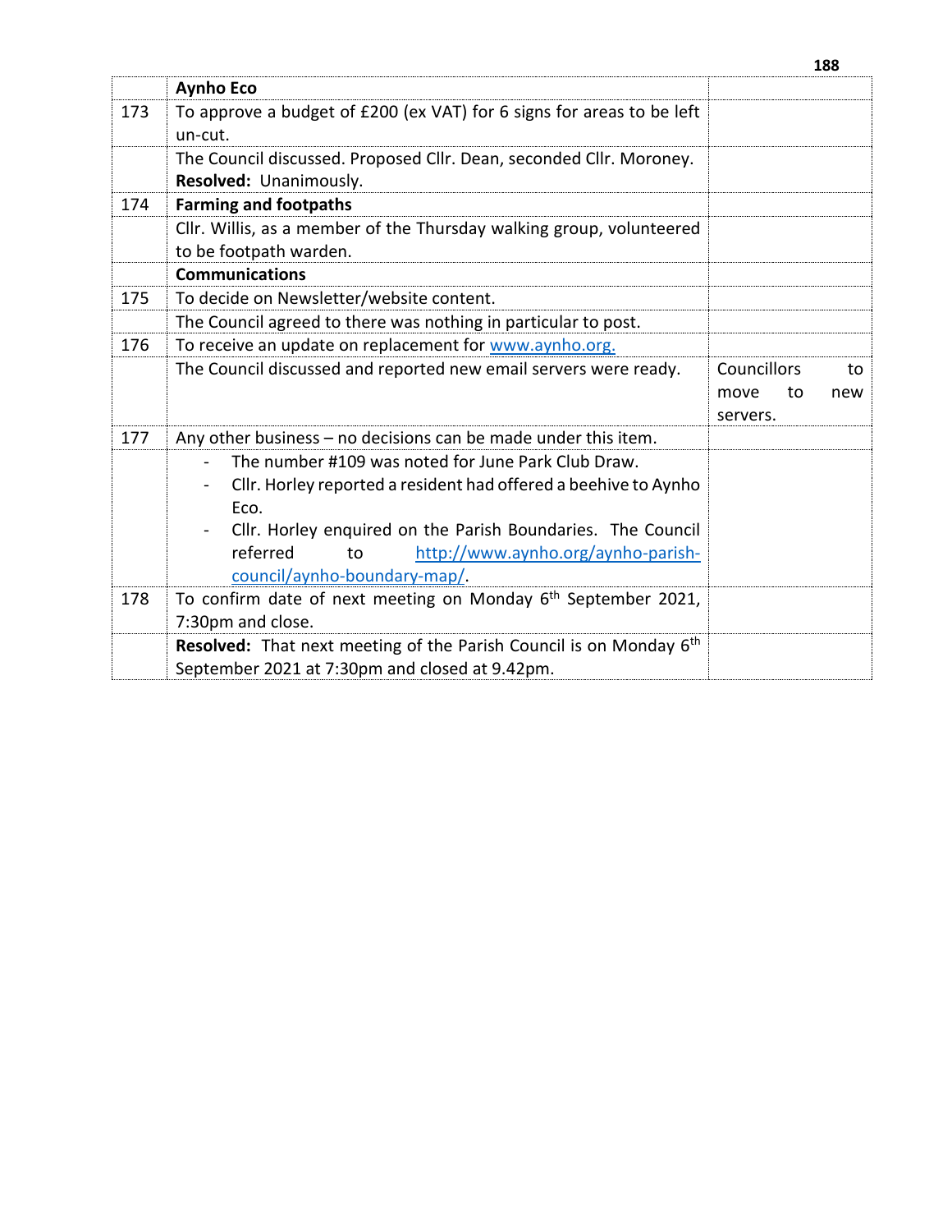| | | |
|---|---|---|
| | **Aynho Eco** | |
| 173 | To approve a budget of £200 (ex VAT) for 6 signs for areas to be left un-cut. | |
| | The Council discussed. Proposed Cllr. Dean, seconded Cllr. Moroney. **Resolved:** Unanimously. | |
| 174 | **Farming and footpaths** | |
| | Cllr. Willis, as a member of the Thursday walking group, volunteered to be footpath warden. | |
| | **Communications** | |
| 175 | To decide on Newsletter/website content. | |
| | The Council agreed to there was nothing in particular to post. | |
| 176 | To receive an update on replacement for www.aynho.org. | |
| | The Council discussed and reported new email servers were ready. | Councillors to move to new servers. |
| 177 | Any other business – no decisions can be made under this item. | |
| | - The number #109 was noted for June Park Club Draw.<br>- Cllr. Horley reported a resident had offered a beehive to Aynho Eco.<br>- Cllr. Horley enquired on the Parish Boundaries. The Council referred to http://www.aynho.org/aynho-parish-council/aynho-boundary-map/. | |
| 178 | To confirm date of next meeting on Monday 6th September 2021, 7:30pm and close. | |
| | **Resolved:** That next meeting of the Parish Council is on Monday 6th September 2021 at 7:30pm and closed at 9.42pm. | |